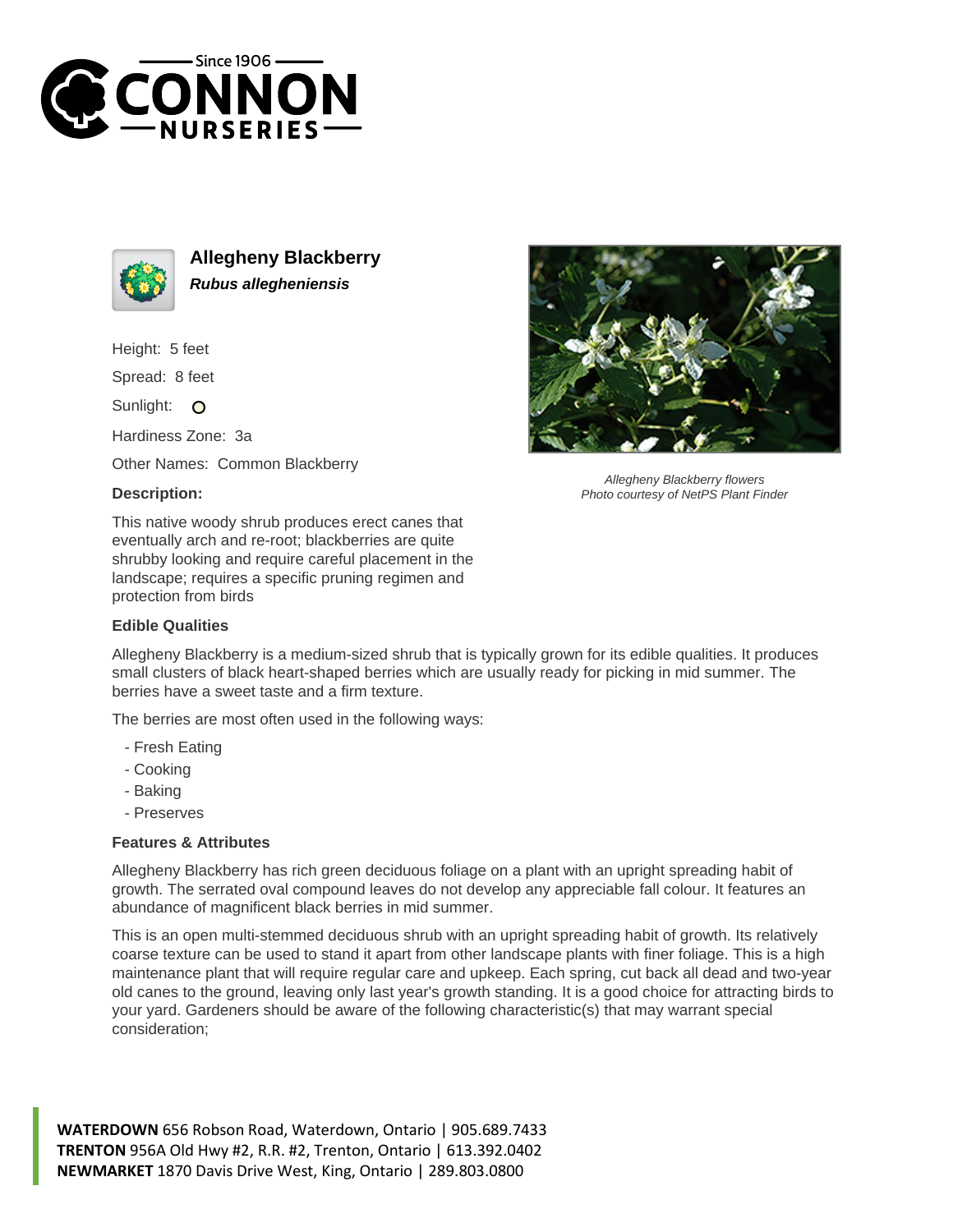# Allegheny Blackberry

***Rubus allegheniensis***

Height: 5 feet

Spread: 8 feet

Sunlight: O

Hardiness Zone: 3a

Other Names: Common Blackberry

**Description:**

This native woody shrub produces erect canes that eventually arch and re-root; blackberries are quite shrubby looking and require careful placement in the landscape; requires a specific pruning regimen and protection from birds

*Allegheny Blackberry flowers*
*Photo courtesy of NetPS Plant Finder*

### Edible Qualities

Allegheny Blackberry is a medium-sized shrub that is typically grown for its edible qualities. It produces small clusters of black heart-shaped berries which are usually ready for picking in mid summer. The berries have a sweet taste and a firm texture.

The berries are most often used in the following ways:

- Fresh Eating
- Cooking
- Baking
- Preserves

### Features & Attributes

Allegheny Blackberry has rich green deciduous foliage on a plant with an upright spreading habit of growth. The serrated oval compound leaves do not develop any appreciable fall colour. It features an abundance of magnificent black berries in mid summer.

This is an open multi-stemmed deciduous shrub with an upright spreading habit of growth. Its relatively coarse texture can be used to stand it apart from other landscape plants with finer foliage. This is a high maintenance plant that will require regular care and upkeep. Each spring, cut back all dead and two-year old canes to the ground, leaving only last year's growth standing. It is a good choice for attracting birds to your yard. Gardeners should be aware of the following characteristic(s) that may warrant special consideration;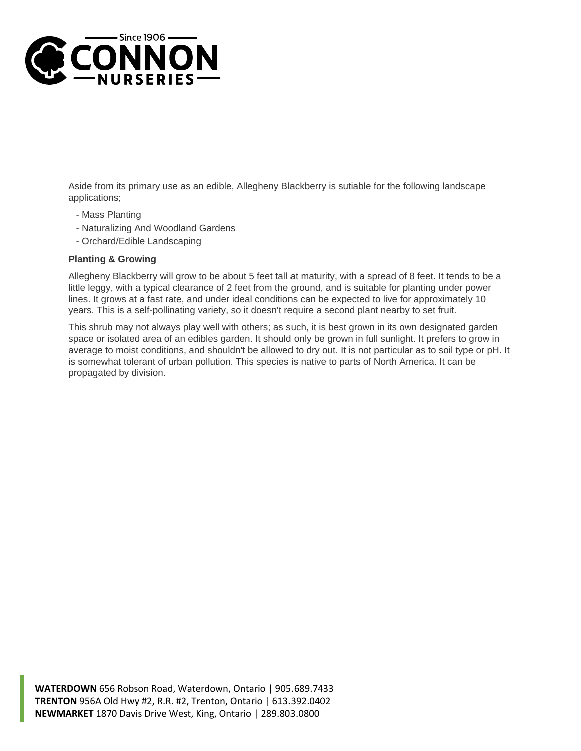Aside from its primary use as an edible, Allegheny Blackberry is sutiable for the following landscape applications;

- Mass Planting
- Naturalizing And Woodland Gardens
- Orchard/Edible Landscaping

**Planting & Growing**

Allegheny Blackberry will grow to be about 5 feet tall at maturity, with a spread of 8 feet. It tends to be a little leggy, with a typical clearance of 2 feet from the ground, and is suitable for planting under power lines. It grows at a fast rate, and under ideal conditions can be expected to live for approximately 10 years. This is a self-pollinating variety, so it doesn't require a second plant nearby to set fruit.

This shrub may not always play well with others; as such, it is best grown in its own designated garden space or isolated area of an edibles garden. It should only be grown in full sunlight. It prefers to grow in average to moist conditions, and shouldn't be allowed to dry out. It is not particular as to soil type or pH. It is somewhat tolerant of urban pollution. This species is native to parts of North America. It can be propagated by division.